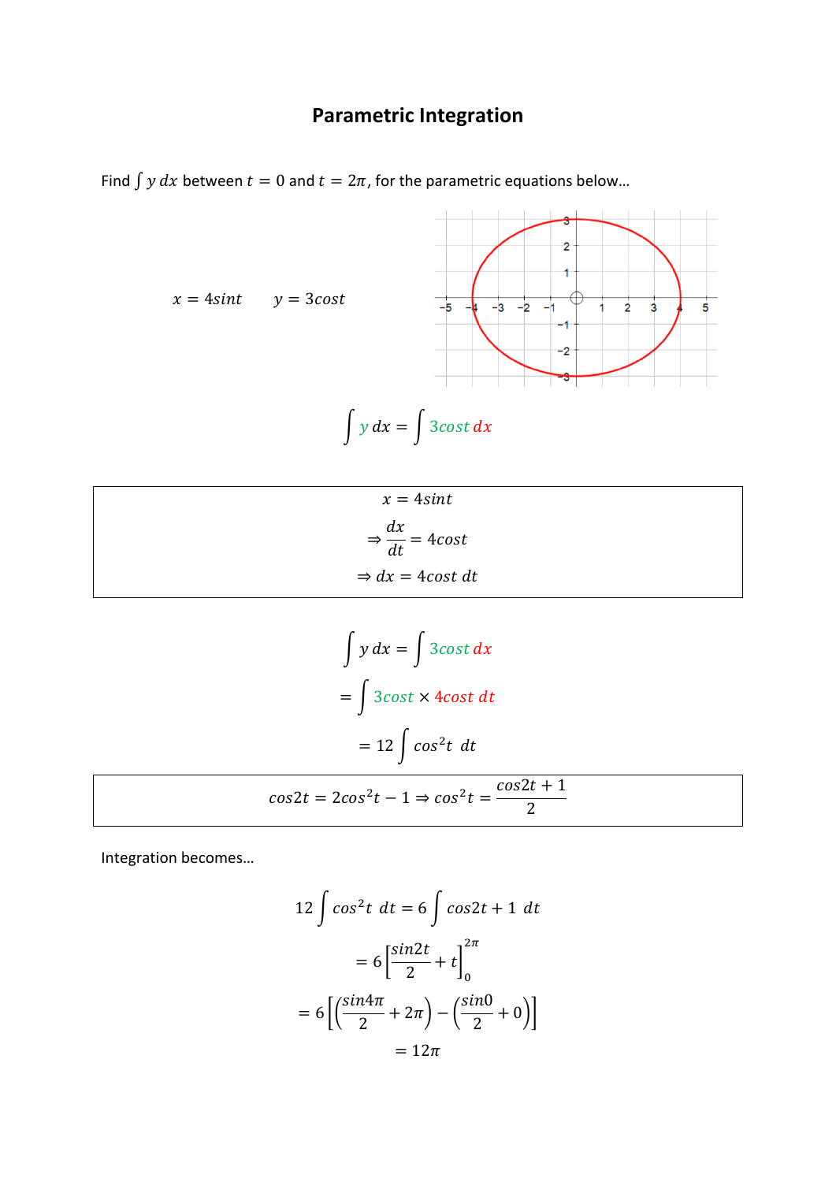# Parametric Integration

Find $\int y\,dx$ between $t = 0$ and $t = 2\pi$, for the parametric equations below…

$x = 4sint \qquad y = 3cost$

$$\int y\,dx = \int 3cost\,dx$$

$$x = 4sint$$

$$\Rightarrow \frac{dx}{dt} = 4cost$$

$$\Rightarrow dx = 4cost\;dt$$

$$\int y\,dx = \int 3cost\,dx$$

$$= \int 3cost \times 4cost\;dt$$

$$= 12\int cos^2t\;\;dt$$

$$cos2t = 2cos^2t - 1 \Rightarrow cos^2t = \frac{cos2t + 1}{2}$$

Integration becomes…

$$12\int cos^2t\;\;dt = 6\int cos2t + 1\;\;dt$$

$$= 6\left[\frac{sin2t}{2} + t\right]_0^{2\pi}$$

$$= 6\left[\left(\frac{sin4\pi}{2} + 2\pi\right) - \left(\frac{sin0}{2} + 0\right)\right]$$

$$= 12\pi$$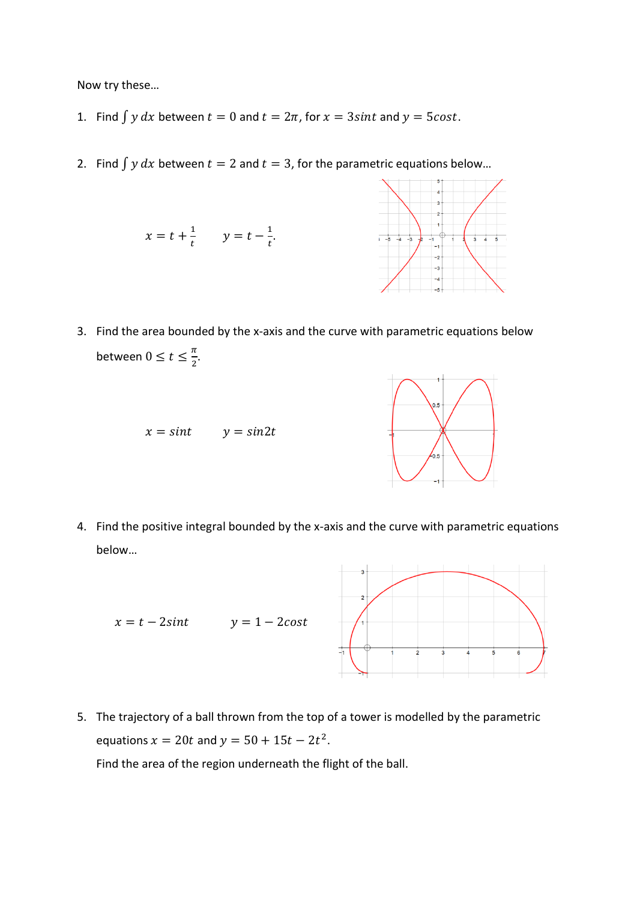Now try these…

1. Find $\int y\,dx$ between $t = 0$ and $t = 2\pi$, for $x = 3sint$ and $y = 5cost$.

2. Find $\int y\,dx$ between $t = 2$ and $t = 3$, for the parametric equations below…

   $$x = t + \frac{1}{t} \qquad y = t - \frac{1}{t}.$$

3. Find the area bounded by the x-axis and the curve with parametric equations below between $0 \le t \le \frac{\pi}{2}$.

   $$x = sint \qquad y = sin2t$$

4. Find the positive integral bounded by the x-axis and the curve with parametric equations below…

   $$x = t - 2sint \qquad y = 1 - 2cost$$

5. The trajectory of a ball thrown from the top of a tower is modelled by the parametric equations $x = 20t$ and $y = 50 + 15t - 2t^2$.

   Find the area of the region underneath the flight of the ball.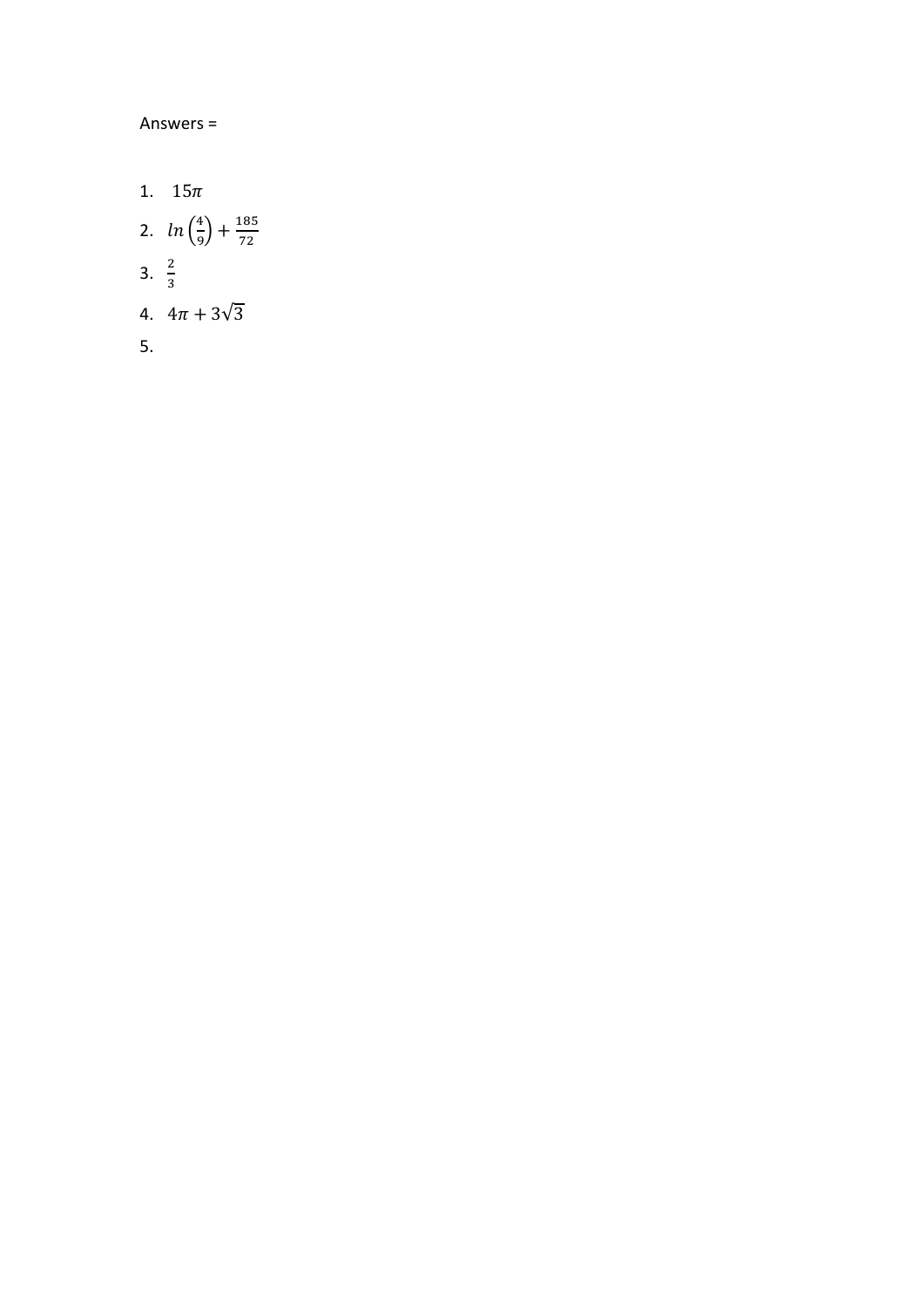Answers =

1. $15\pi$
2. $ln\left(\frac{4}{9}\right) + \frac{185}{72}$
3. $\frac{2}{3}$
4. $4\pi + 3\sqrt{3}$
5.